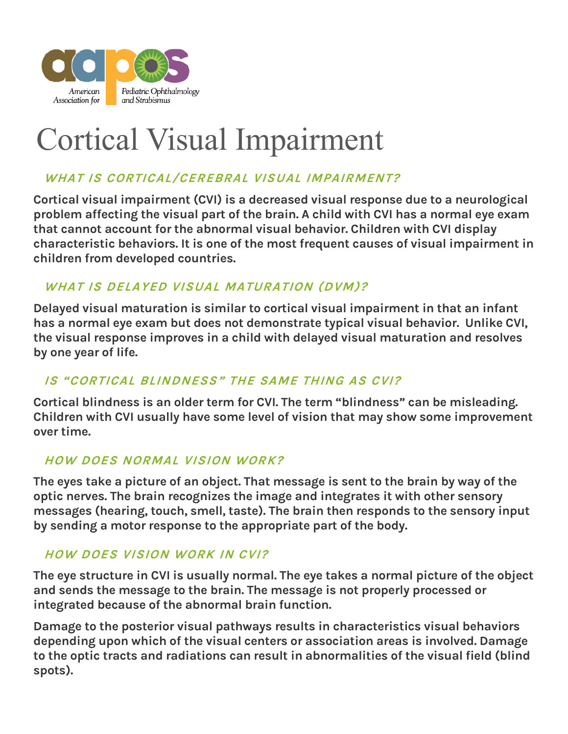American Association for Pediatric Ophthalmology and Strabismus

# Cortical Visual Impairment

## WHAT IS CORTICAL/CEREBRAL VISUAL IMPAIRMENT?

**Cortical visual impairment (CVI) is a decreased visual response due to a neurological problem affecting the visual part of the brain. A child with CVI has a normal eye exam that cannot account for the abnormal visual behavior. Children with CVI display characteristic behaviors. It is one of the most frequent causes of visual impairment in children from developed countries.**

## WHAT IS DELAYED VISUAL MATURATION (DVM)?

**Delayed visual maturation is similar to cortical visual impairment in that an infant has a normal eye exam but does not demonstrate typical visual behavior. Unlike CVI, the visual response improves in a child with delayed visual maturation and resolves by one year of life.**

## IS "CORTICAL BLINDNESS" THE SAME THING AS CVI?

**Cortical blindness is an older term for CVI. The term "blindness" can be misleading. Children with CVI usually have some level of vision that may show some improvement over time.**

## HOW DOES NORMAL VISION WORK?

**The eyes take a picture of an object. That message is sent to the brain by way of the optic nerves. The brain recognizes the image and integrates it with other sensory messages (hearing, touch, smell, taste). The brain then responds to the sensory input by sending a motor response to the appropriate part of the body.**

## HOW DOES VISION WORK IN CVI?

**The eye structure in CVI is usually normal. The eye takes a normal picture of the object and sends the message to the brain. The message is not properly processed or integrated because of the abnormal brain function.**

**Damage to the posterior visual pathways results in characteristics visual behaviors depending upon which of the visual centers or association areas is involved. Damage to the optic tracts and radiations can result in abnormalities of the visual field (blind spots).**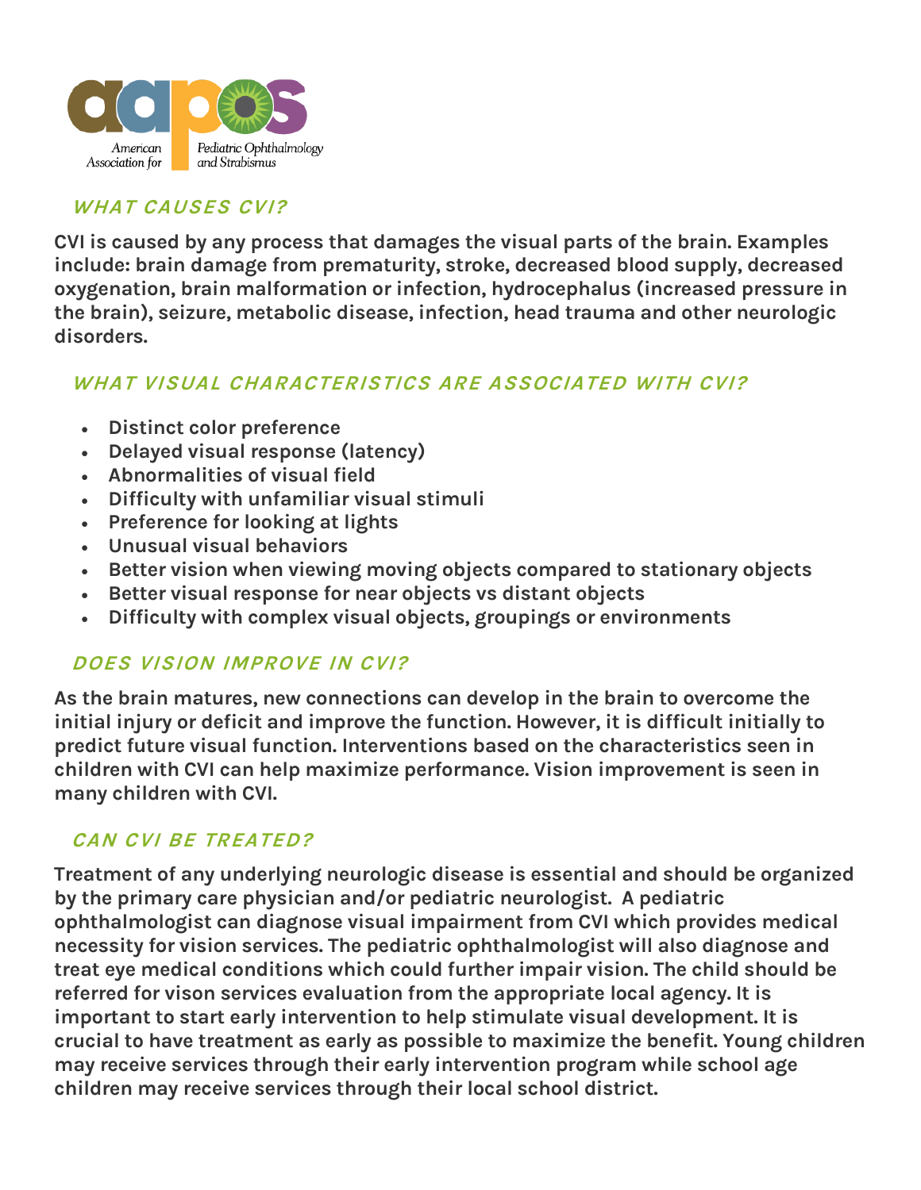## WHAT CAUSES CVI?

**CVI is caused by any process that damages the visual parts of the brain. Examples include: brain damage from prematurity, stroke, decreased blood supply, decreased oxygenation, brain malformation or infection, hydrocephalus (increased pressure in the brain), seizure, metabolic disease, infection, head trauma and other neurologic disorders.**

## WHAT VISUAL CHARACTERISTICS ARE ASSOCIATED WITH CVI?

- **Distinct color preference**
- **Delayed visual response (latency)**
- **Abnormalities of visual field**
- **Difficulty with unfamiliar visual stimuli**
- **Preference for looking at lights**
- **Unusual visual behaviors**
- **Better vision when viewing moving objects compared to stationary objects**
- **Better visual response for near objects vs distant objects**
- **Difficulty with complex visual objects, groupings or environments**

## DOES VISION IMPROVE IN CVI?

**As the brain matures, new connections can develop in the brain to overcome the initial injury or deficit and improve the function. However, it is difficult initially to predict future visual function. Interventions based on the characteristics seen in children with CVI can help maximize performance. Vision improvement is seen in many children with CVI.**

## CAN CVI BE TREATED?

**Treatment of any underlying neurologic disease is essential and should be organized by the primary care physician and/or pediatric neurologist. A pediatric ophthalmologist can diagnose visual impairment from CVI which provides medical necessity for vision services. The pediatric ophthalmologist will also diagnose and treat eye medical conditions which could further impair vision. The child should be referred for vison services evaluation from the appropriate local agency. It is important to start early intervention to help stimulate visual development. It is crucial to have treatment as early as possible to maximize the benefit. Young children may receive services through their early intervention program while school age children may receive services through their local school district.**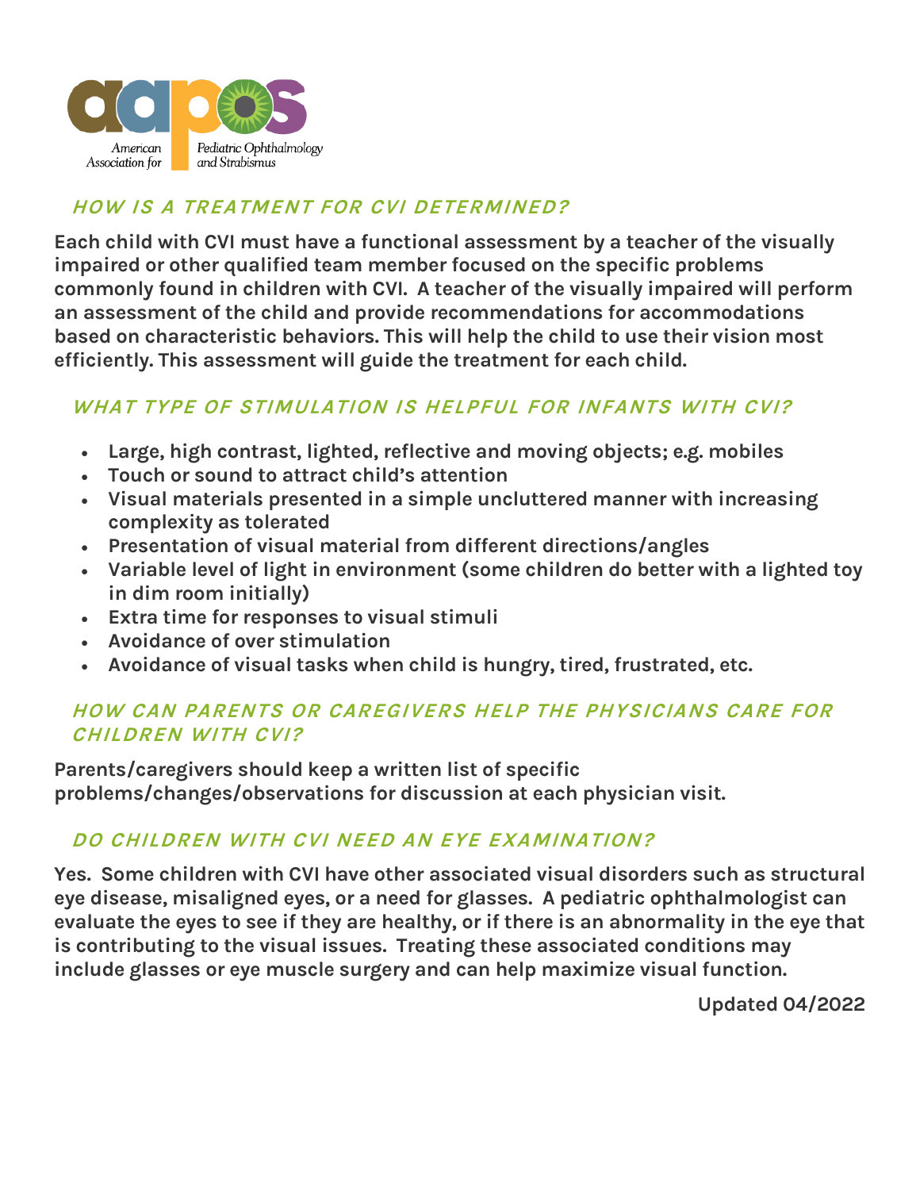American Association for Pediatric Ophthalmology and Strabismus

## HOW IS A TREATMENT FOR CVI DETERMINED?

**Each child with CVI must have a functional assessment by a teacher of the visually impaired or other qualified team member focused on the specific problems commonly found in children with CVI. A teacher of the visually impaired will perform an assessment of the child and provide recommendations for accommodations based on characteristic behaviors. This will help the child to use their vision most efficiently. This assessment will guide the treatment for each child.**

## WHAT TYPE OF STIMULATION IS HELPFUL FOR INFANTS WITH CVI?

- **Large, high contrast, lighted, reflective and moving objects; e.g. mobiles**
- **Touch or sound to attract child's attention**
- **Visual materials presented in a simple uncluttered manner with increasing complexity as tolerated**
- **Presentation of visual material from different directions/angles**
- **Variable level of light in environment (some children do better with a lighted toy in dim room initially)**
- **Extra time for responses to visual stimuli**
- **Avoidance of over stimulation**
- **Avoidance of visual tasks when child is hungry, tired, frustrated, etc.**

## HOW CAN PARENTS OR CAREGIVERS HELP THE PHYSICIANS CARE FOR CHILDREN WITH CVI?

**Parents/caregivers should keep a written list of specific problems/changes/observations for discussion at each physician visit.**

## DO CHILDREN WITH CVI NEED AN EYE EXAMINATION?

**Yes. Some children with CVI have other associated visual disorders such as structural eye disease, misaligned eyes, or a need for glasses. A pediatric ophthalmologist can evaluate the eyes to see if they are healthy, or if there is an abnormality in the eye that is contributing to the visual issues. Treating these associated conditions may include glasses or eye muscle surgery and can help maximize visual function.**

**Updated 04/2022**